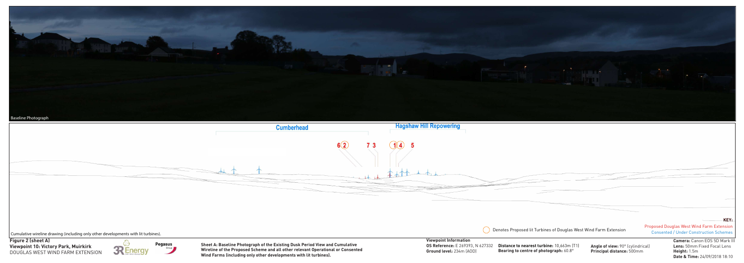Baseline Photograph

Cumberhead

Hagshaw Hill Repowering

6 (2) 7 3 (1) (4) 5

Cumulative wireline drawing (including only other developments with lit turbines).

Denotes Proposed lit Turbines of Douglas West Wind Farm Extension

**KEY:**

Proposed Douglas West Wind Farm Extension

Consented / Under Construction Schemes

**Figure 2 (sheet A)**

**Viewpoint 10: Victory Park, Muirkirk**

DOUGLAS WEST WIND FARM EXTENSION

3R Energy

Pegasus Group

**Sheet A: Baseline Photograph of the Existing Dusk Period View and Cumulative Wireline of the Proposed Scheme and all other relevant Operational or Consented Wind Farms (including only other developments with lit turbines).**

**Viewpoint Information**

**OS Reference:** E 269393, N 627332

**Ground level:** 234m (AOD)

**Distance to nearest turbine:** 10,663m (T1)

**Bearing to centre of photograph:** 60.8°

**Angle of view:** 90° (cylindrical)

**Principal distance:** 500mm

**Camera:** Canon EOS 5D Mark III

**Lens:** 50mm Fixed Focal Lens

**Height:** 1.5m

**Date & Time:** 24/09/2018 18:10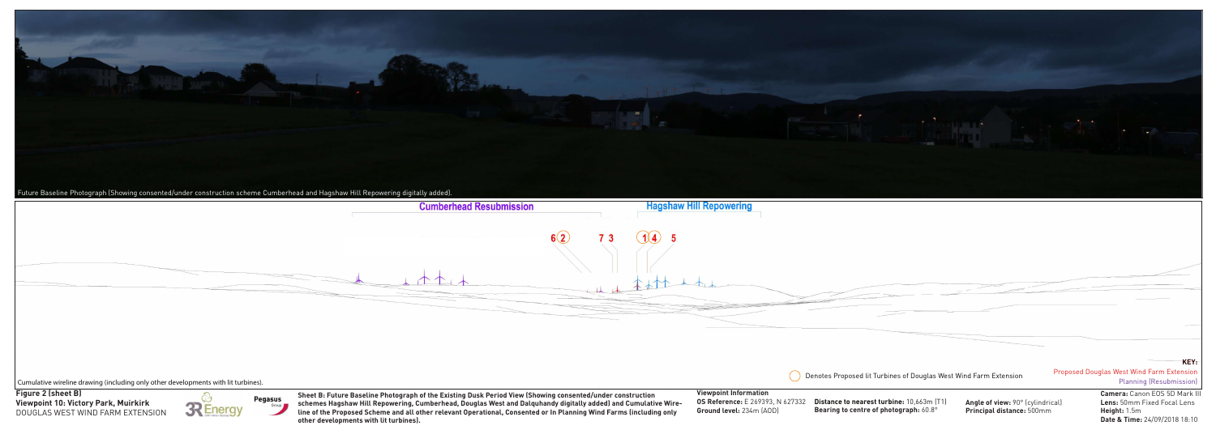Future Baseline Photograph (Showing consented/under construction scheme Cumberhead and Hagshaw Hill Repowering digitally added).

Cumberhead Resubmission

Hagshaw Hill Repowering

6 2 7 3 1 4 5

Cumulative wireline drawing (including only other developments with lit turbines).

Denotes Proposed lit Turbines of Douglas West Wind Farm Extension

**KEY:**
Proposed Douglas West Wind Farm Extension
Planning (Resubmission)

**Figure 2 (sheet B)**
**Viewpoint 10: Victory Park, Muirkirk**
DOUGLAS WEST WIND FARM EXTENSION

**Sheet B: Future Baseline Photograph of the Existing Dusk Period View (Showing consented/under construction schemes Hagshaw Hill Repowering, Cumberhead, Douglas West and Dalquhandy digitally added) and Cumulative Wireline of the Proposed Scheme and all other relevant Operational, Consented or In Planning Wind Farms (including only other developments with lit turbines).**

**Viewpoint Information**
**OS Reference:** E 269393, N 627332
**Ground level:** 234m (AOD)

**Distance to nearest turbine:** 10,663m (T1)
**Bearing to centre of photograph:** 60.8°

**Angle of view:** 90° (cylindrical)
**Principal distance:** 500mm

**Camera:** Canon EOS 5D Mark III
**Lens:** 50mm Fixed Focal Lens
**Height:** 1.5m
**Date & Time:** 24/09/2018 18:10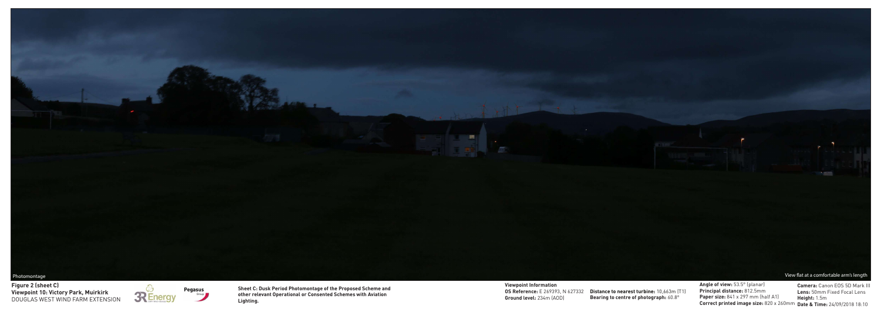Photomontage

View flat at a comfortable arm's length

**Figure 2 (sheet C)**
**Viewpoint 10: Victory Park, Muirkirk**
DOUGLAS WEST WIND FARM EXTENSION

3R Energy

Pegasus Group

**Sheet C: Dusk Period Photomontage of the Proposed Scheme and other relevant Operational or Consented Schemes with Aviation Lighting.**

**Viewpoint Information**
**OS Reference:** E 269393, N 627332
**Ground level:** 234m (AOD)
**Distance to nearest turbine:** 10,663m (T1)
**Bearing to centre of photograph:** 60.8°

**Angle of view:** 53.5° (planar)
**Principal distance:** 812.5mm
**Paper size:** 841 x 297 mm (half A1)
**Correct printed image size:** 820 x 260mm

**Camera:** Canon EOS 5D Mark III
**Lens:** 50mm Fixed Focal Lens
**Height:** 1.5m
**Date & Time:** 24/09/2018 18:10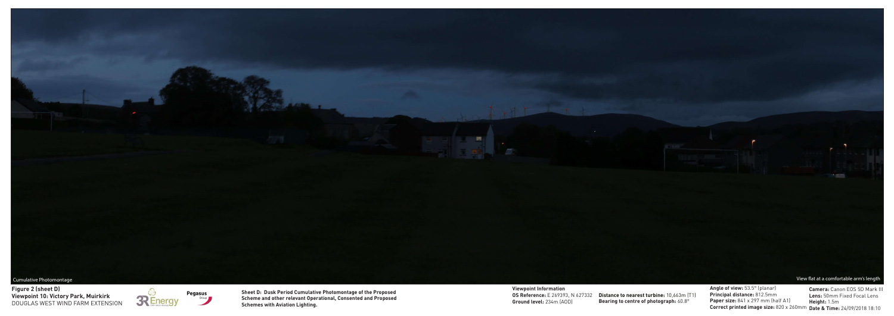Cumulative Photomontage

View flat at a comfortable arm's length

**Figure 2 (sheet D)**
**Viewpoint 10: Victory Park, Muirkirk**
DOUGLAS WEST WIND FARM EXTENSION

**Sheet D: Dusk Period Cumulative Photomontage of the Proposed Scheme and other relevant Operational, Consented and Proposed Schemes with Aviation Lighting.**

**Viewpoint Information**
**OS Reference:** E 269393, N 627332
**Ground level:** 234m (AOD)
**Distance to nearest turbine:** 10,663m (T1)
**Bearing to centre of photograph:** 60.8°

**Angle of view:** 53.5° (planar)
**Principal distance:** 812.5mm
**Paper size:** 841 x 297 mm (half A1)
**Correct printed image size:** 820 x 260mm

**Camera:** Canon EOS 5D Mark III
**Lens:** 50mm Fixed Focal Lens
**Height:** 1.5m
**Date & Time:** 24/09/2018 18:10